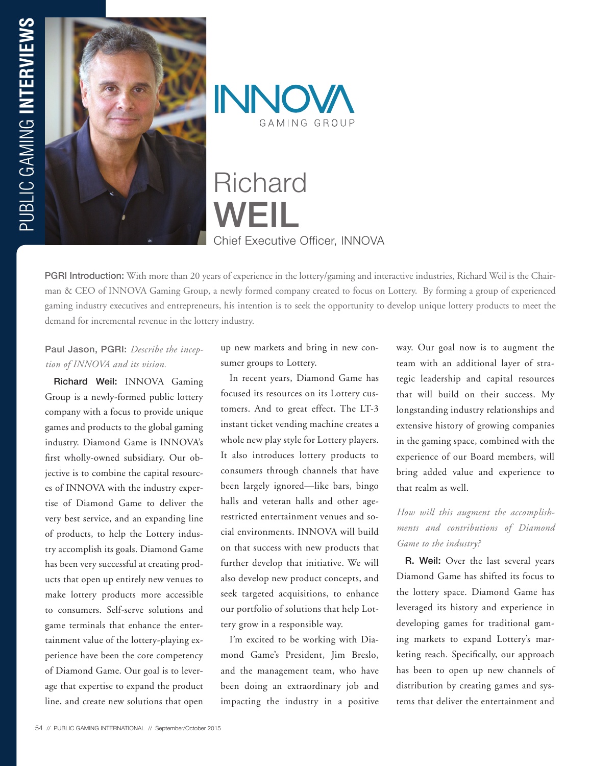# INNOVA GAMING GROUP

# Richard WEIL

Chief Executive Officer, INNOVA

**PGRI Introduction:** With more than 20 years of experience in the lottery/gaming and interactive industries, Richard Weil is the Chairman & CEO of INNOVA Gaming Group, a newly formed company created to focus on Lottery. By forming a group of experienced gaming industry executives and entrepreneurs, his intention is to seek the opportunity to develop unique lottery products to meet the demand for incremental revenue in the lottery industry.

**Paul Jason, PGRI:** *Describe the inception of INNOVA and its vision.*

**Richard Weil:** INNOVA Gaming Group is a newly-formed public lottery company with a focus to provide unique games and products to the global gaming industry. Diamond Game is INNOVA's first wholly-owned subsidiary. Our objective is to combine the capital resources of INNOVA with the industry expertise of Diamond Game to deliver the very best service, and an expanding line of products, to help the Lottery industry accomplish its goals. Diamond Game has been very successful at creating products that open up entirely new venues to make lottery products more accessible to consumers. Self-serve solutions and game terminals that enhance the entertainment value of the lottery-playing experience have been the core competency of Diamond Game. Our goal is to leverage that expertise to expand the product line, and create new solutions that open up new markets and bring in new consumer groups to Lottery.

In recent years, Diamond Game has focused its resources on its Lottery customers. And to great effect. The LT-3 instant ticket vending machine creates a whole new play style for Lottery players. It also introduces lottery products to consumers through channels that have been largely ignored—like bars, bingo halls and veteran halls and other age-restricted entertainment venues and social environments. INNOVA will build on that success with new products that further develop that initiative. We will also develop new product concepts, and seek targeted acquisitions, to enhance our portfolio of solutions that help Lottery grow in a responsible way.

I'm excited to be working with Diamond Game's President, Jim Breslo, and the management team, who have been doing an extraordinary job and impacting the industry in a positive way. Our goal now is to augment the team with an additional layer of strategic leadership and capital resources that will build on their success. My longstanding industry relationships and extensive history of growing companies in the gaming space, combined with the experience of our Board members, will bring added value and experience to that realm as well.

*How will this augment the accomplishments and contributions of Diamond Game to the industry?*

**R. Weil:** Over the last several years Diamond Game has shifted its focus to the lottery space. Diamond Game has leveraged its history and experience in developing games for traditional gaming markets to expand Lottery's marketing reach. Specifically, our approach has been to open up new channels of distribution by creating games and systems that deliver the entertainment and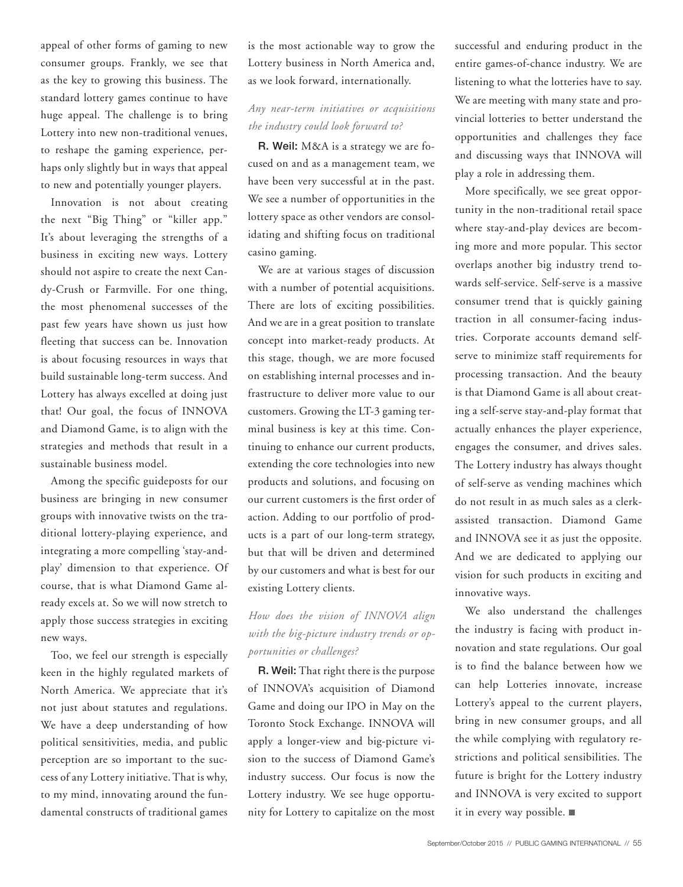appeal of other forms of gaming to new consumer groups. Frankly, we see that as the key to growing this business. The standard lottery games continue to have huge appeal. The challenge is to bring Lottery into new non-traditional venues, to reshape the gaming experience, perhaps only slightly but in ways that appeal to new and potentially younger players.

Innovation is not about creating the next "Big Thing" or "killer app." It's about leveraging the strengths of a business in exciting new ways. Lottery should not aspire to create the next Candy-Crush or Farmville. For one thing, the most phenomenal successes of the past few years have shown us just how fleeting that success can be. Innovation is about focusing resources in ways that build sustainable long-term success. And Lottery has always excelled at doing just that! Our goal, the focus of INNOVA and Diamond Game, is to align with the strategies and methods that result in a sustainable business model.

Among the specific guideposts for our business are bringing in new consumer groups with innovative twists on the traditional lottery-playing experience, and integrating a more compelling 'stay-and-play' dimension to that experience. Of course, that is what Diamond Game already excels at. So we will now stretch to apply those success strategies in exciting new ways.

Too, we feel our strength is especially keen in the highly regulated markets of North America. We appreciate that it's not just about statutes and regulations. We have a deep understanding of how political sensitivities, media, and public perception are so important to the success of any Lottery initiative. That is why, to my mind, innovating around the fundamental constructs of traditional games is the most actionable way to grow the Lottery business in North America and, as we look forward, internationally.

*Any near-term initiatives or acquisitions the industry could look forward to?*

**R. Weil:** M&A is a strategy we are focused on and as a management team, we have been very successful at in the past. We see a number of opportunities in the lottery space as other vendors are consolidating and shifting focus on traditional casino gaming.

We are at various stages of discussion with a number of potential acquisitions. There are lots of exciting possibilities. And we are in a great position to translate concept into market-ready products. At this stage, though, we are more focused on establishing internal processes and infrastructure to deliver more value to our customers. Growing the LT-3 gaming terminal business is key at this time. Continuing to enhance our current products, extending the core technologies into new products and solutions, and focusing on our current customers is the first order of action. Adding to our portfolio of products is a part of our long-term strategy, but that will be driven and determined by our customers and what is best for our existing Lottery clients.

*How does the vision of INNOVA align with the big-picture industry trends or opportunities or challenges?*

**R. Weil:** That right there is the purpose of INNOVA's acquisition of Diamond Game and doing our IPO in May on the Toronto Stock Exchange. INNOVA will apply a longer-view and big-picture vision to the success of Diamond Game's industry success. Our focus is now the Lottery industry. We see huge opportunity for Lottery to capitalize on the most successful and enduring product in the entire games-of-chance industry. We are listening to what the lotteries have to say. We are meeting with many state and provincial lotteries to better understand the opportunities and challenges they face and discussing ways that INNOVA will play a role in addressing them.

More specifically, we see great opportunity in the non-traditional retail space where stay-and-play devices are becoming more and more popular. This sector overlaps another big industry trend towards self-service. Self-serve is a massive consumer trend that is quickly gaining traction in all consumer-facing industries. Corporate accounts demand self-serve to minimize staff requirements for processing transaction. And the beauty is that Diamond Game is all about creating a self-serve stay-and-play format that actually enhances the player experience, engages the consumer, and drives sales. The Lottery industry has always thought of self-serve as vending machines which do not result in as much sales as a clerk-assisted transaction. Diamond Game and INNOVA see it as just the opposite. And we are dedicated to applying our vision for such products in exciting and innovative ways.

We also understand the challenges the industry is facing with product innovation and state regulations. Our goal is to find the balance between how we can help Lotteries innovate, increase Lottery's appeal to the current players, bring in new consumer groups, and all the while complying with regulatory restrictions and political sensibilities. The future is bright for the Lottery industry and INNOVA is very excited to support it in every way possible. ■